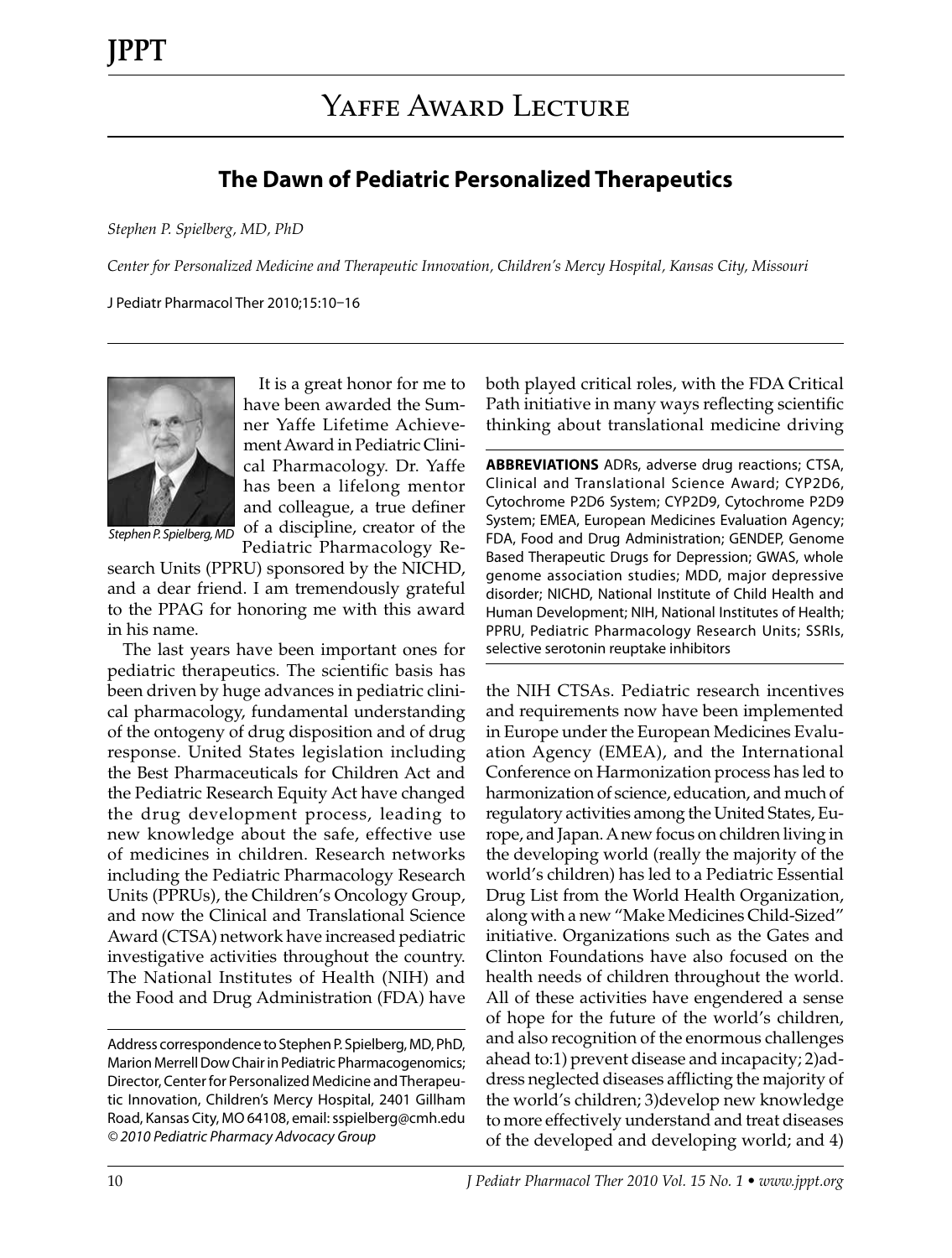# Yaffe Award Lecture

## The Dawn of Pediatric Personalized Therapeutics

*Stephen P. Spielberg, MD, PhD*

*Center for Personalized Medicine and Therapeutic Innovation, Children's Mercy Hospital, Kansas City, Missouri*

J Pediatr Pharmacol Ther 2010;15:10–16

*Stephen P. Spielberg, MD*

It is a great honor for me to have been awarded the Sumner Yaffe Lifetime Achievement Award in Pediatric Clinical Pharmacology. Dr. Yaffe has been a lifelong mentor and colleague, a true definer of a discipline, creator of the Pediatric Pharmacology Research Units (PPRU) sponsored by the NICHD, and a dear friend. I am tremendously grateful to the PPAG for honoring me with this award in his name.

The last years have been important ones for pediatric therapeutics. The scientific basis has been driven by huge advances in pediatric clinical pharmacology, fundamental understanding of the ontogeny of drug disposition and of drug response. United States legislation including the Best Pharmaceuticals for Children Act and the Pediatric Research Equity Act have changed the drug development process, leading to new knowledge about the safe, effective use of medicines in children. Research networks including the Pediatric Pharmacology Research Units (PPRUs), the Children's Oncology Group, and now the Clinical and Translational Science Award (CTSA) network have increased pediatric investigative activities throughout the country. The National Institutes of Health (NIH) and the Food and Drug Administration (FDA) have both played critical roles, with the FDA Critical Path initiative in many ways reflecting scientific thinking about translational medicine driving the NIH CTSAs. Pediatric research incentives and requirements now have been implemented in Europe under the European Medicines Evaluation Agency (EMEA), and the International Conference on Harmonization process has led to harmonization of science, education, and much of regulatory activities among the United States, Europe, and Japan. A new focus on children living in the developing world (really the majority of the world's children) has led to a Pediatric Essential Drug List from the World Health Organization, along with a new "Make Medicines Child-Sized" initiative. Organizations such as the Gates and Clinton Foundations have also focused on the health needs of children throughout the world. All of these activities have engendered a sense of hope for the future of the world's children, and also recognition of the enormous challenges ahead to: 1) prevent disease and incapacity; 2) address neglected diseases afflicting the majority of the world's children; 3) develop new knowledge to more effectively understand and treat diseases of the developed and developing world; and 4)

**ABBREVIATIONS** ADRs, adverse drug reactions; CTSA, Clinical and Translational Science Award; CYP2D6, Cytochrome P2D6 System; CYP2D9, Cytochrome P2D9 System; EMEA, European Medicines Evaluation Agency; FDA, Food and Drug Administration; GENDEP, Genome Based Therapeutic Drugs for Depression; GWAS, whole genome association studies; MDD, major depressive disorder; NICHD, National Institute of Child Health and Human Development; NIH, National Institutes of Health; PPRU, Pediatric Pharmacology Research Units; SSRIs, selective serotonin reuptake inhibitors

Address correspondence to Stephen P. Spielberg, MD, PhD, Marion Merrell Dow Chair in Pediatric Pharmacogenomics; Director, Center for Personalized Medicine and Therapeutic Innovation, Children's Mercy Hospital, 2401 Gillham Road, Kansas City, MO 64108, email: sspielberg@cmh.edu
© 2010 Pediatric Pharmacy Advocacy Group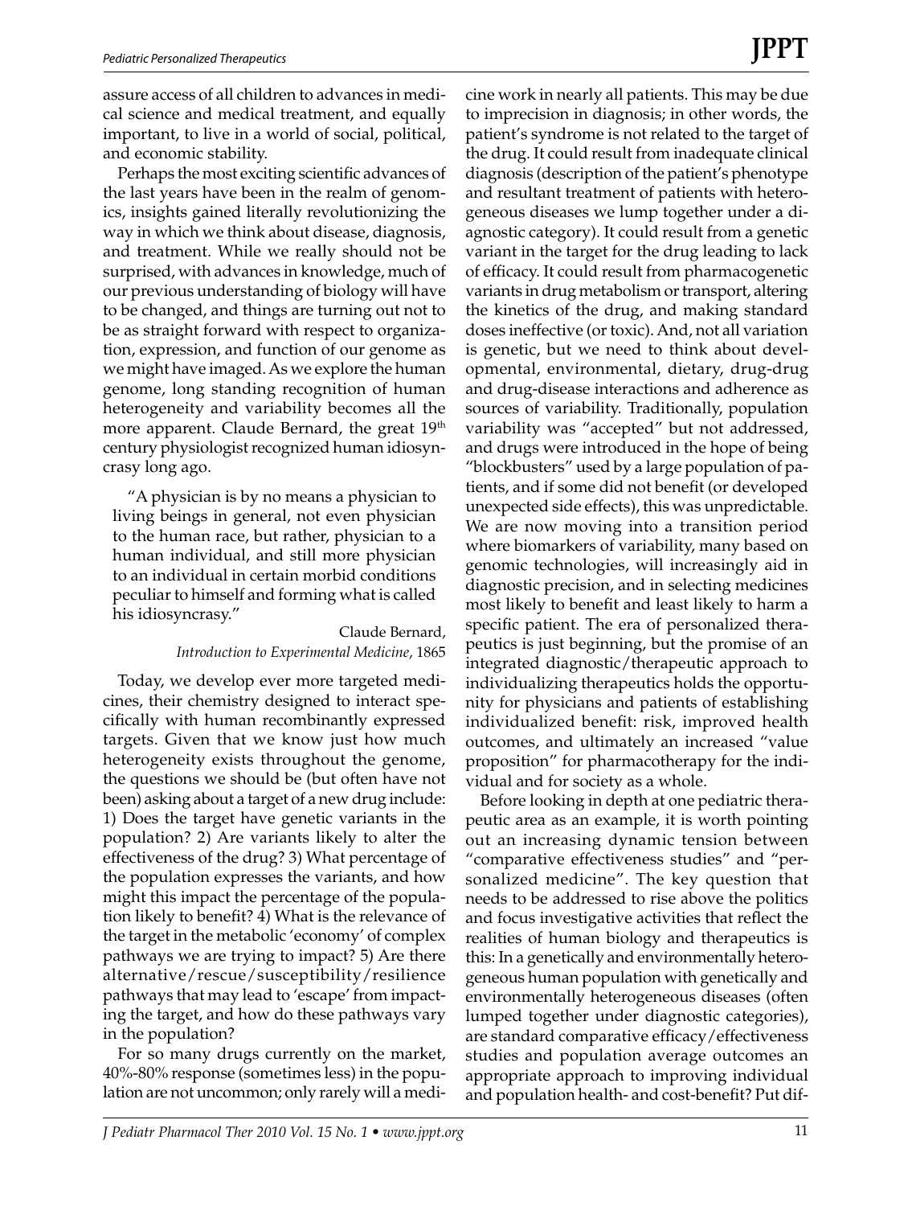assure access of all children to advances in medical science and medical treatment, and equally important, to live in a world of social, political, and economic stability.

Perhaps the most exciting scientific advances of the last years have been in the realm of genomics, insights gained literally revolutionizing the way in which we think about disease, diagnosis, and treatment. While we really should not be surprised, with advances in knowledge, much of our previous understanding of biology will have to be changed, and things are turning out not to be as straight forward with respect to organization, expression, and function of our genome as we might have imaged. As we explore the human genome, long standing recognition of human heterogeneity and variability becomes all the more apparent. Claude Bernard, the great 19th century physiologist recognized human idiosyncrasy long ago.

> "A physician is by no means a physician to living beings in general, not even physician to the human race, but rather, physician to a human individual, and still more physician to an individual in certain morbid conditions peculiar to himself and forming what is called his idiosyncrasy."
>
> Claude Bernard,
> *Introduction to Experimental Medicine*, 1865

Today, we develop ever more targeted medicines, their chemistry designed to interact specifically with human recombinantly expressed targets. Given that we know just how much heterogeneity exists throughout the genome, the questions we should be (but often have not been) asking about a target of a new drug include: 1) Does the target have genetic variants in the population? 2) Are variants likely to alter the effectiveness of the drug? 3) What percentage of the population expresses the variants, and how might this impact the percentage of the population likely to benefit? 4) What is the relevance of the target in the metabolic 'economy' of complex pathways we are trying to impact? 5) Are there alternative/rescue/susceptibility/resilience pathways that may lead to 'escape' from impacting the target, and how do these pathways vary in the population?

For so many drugs currently on the market, 40%-80% response (sometimes less) in the population are not uncommon; only rarely will a medicine work in nearly all patients. This may be due to imprecision in diagnosis; in other words, the patient's syndrome is not related to the target of the drug. It could result from inadequate clinical diagnosis (description of the patient's phenotype and resultant treatment of patients with heterogeneous diseases we lump together under a diagnostic category). It could result from a genetic variant in the target for the drug leading to lack of efficacy. It could result from pharmacogenetic variants in drug metabolism or transport, altering the kinetics of the drug, and making standard doses ineffective (or toxic). And, not all variation is genetic, but we need to think about developmental, environmental, dietary, drug-drug and drug-disease interactions and adherence as sources of variability. Traditionally, population variability was "accepted" but not addressed, and drugs were introduced in the hope of being "blockbusters" used by a large population of patients, and if some did not benefit (or developed unexpected side effects), this was unpredictable. We are now moving into a transition period where biomarkers of variability, many based on genomic technologies, will increasingly aid in diagnostic precision, and in selecting medicines most likely to benefit and least likely to harm a specific patient. The era of personalized therapeutics is just beginning, but the promise of an integrated diagnostic/therapeutic approach to individualizing therapeutics holds the opportunity for physicians and patients of establishing individualized benefit: risk, improved health outcomes, and ultimately an increased "value proposition" for pharmacotherapy for the individual and for society as a whole.

Before looking in depth at one pediatric therapeutic area as an example, it is worth pointing out an increasing dynamic tension between "comparative effectiveness studies" and "personalized medicine". The key question that needs to be addressed to rise above the politics and focus investigative activities that reflect the realities of human biology and therapeutics is this: In a genetically and environmentally heterogeneous human population with genetically and environmentally heterogeneous diseases (often lumped together under diagnostic categories), are standard comparative efficacy/effectiveness studies and population average outcomes an appropriate approach to improving individual and population health- and cost-benefit? Put dif-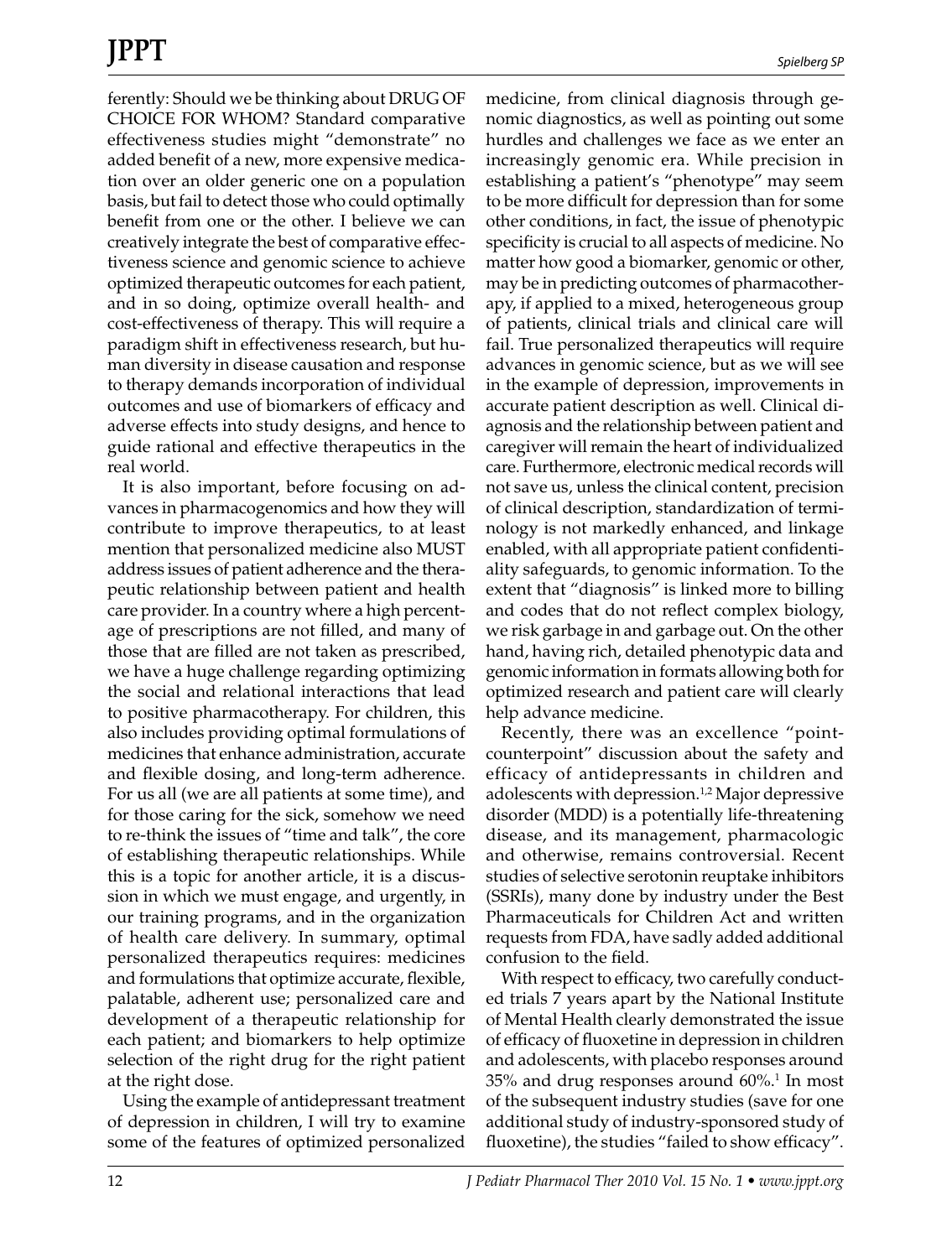ferently: Should we be thinking about DRUG OF CHOICE FOR WHOM? Standard comparative effectiveness studies might "demonstrate" no added benefit of a new, more expensive medication over an older generic one on a population basis, but fail to detect those who could optimally benefit from one or the other. I believe we can creatively integrate the best of comparative effectiveness science and genomic science to achieve optimized therapeutic outcomes for each patient, and in so doing, optimize overall health- and cost-effectiveness of therapy. This will require a paradigm shift in effectiveness research, but human diversity in disease causation and response to therapy demands incorporation of individual outcomes and use of biomarkers of efficacy and adverse effects into study designs, and hence to guide rational and effective therapeutics in the real world.

It is also important, before focusing on advances in pharmacogenomics and how they will contribute to improve therapeutics, to at least mention that personalized medicine also MUST address issues of patient adherence and the therapeutic relationship between patient and health care provider. In a country where a high percentage of prescriptions are not filled, and many of those that are filled are not taken as prescribed, we have a huge challenge regarding optimizing the social and relational interactions that lead to positive pharmacotherapy. For children, this also includes providing optimal formulations of medicines that enhance administration, accurate and flexible dosing, and long-term adherence. For us all (we are all patients at some time), and for those caring for the sick, somehow we need to re-think the issues of "time and talk", the core of establishing therapeutic relationships. While this is a topic for another article, it is a discussion in which we must engage, and urgently, in our training programs, and in the organization of health care delivery. In summary, optimal personalized therapeutics requires: medicines and formulations that optimize accurate, flexible, palatable, adherent use; personalized care and development of a therapeutic relationship for each patient; and biomarkers to help optimize selection of the right drug for the right patient at the right dose.

Using the example of antidepressant treatment of depression in children, I will try to examine some of the features of optimized personalized medicine, from clinical diagnosis through genomic diagnostics, as well as pointing out some hurdles and challenges we face as we enter an increasingly genomic era. While precision in establishing a patient's "phenotype" may seem to be more difficult for depression than for some other conditions, in fact, the issue of phenotypic specificity is crucial to all aspects of medicine. No matter how good a biomarker, genomic or other, may be in predicting outcomes of pharmacotherapy, if applied to a mixed, heterogeneous group of patients, clinical trials and clinical care will fail. True personalized therapeutics will require advances in genomic science, but as we will see in the example of depression, improvements in accurate patient description as well. Clinical diagnosis and the relationship between patient and caregiver will remain the heart of individualized care. Furthermore, electronic medical records will not save us, unless the clinical content, precision of clinical description, standardization of terminology is not markedly enhanced, and linkage enabled, with all appropriate patient confidentiality safeguards, to genomic information. To the extent that "diagnosis" is linked more to billing and codes that do not reflect complex biology, we risk garbage in and garbage out. On the other hand, having rich, detailed phenotypic data and genomic information in formats allowing both for optimized research and patient care will clearly help advance medicine.

Recently, there was an excellence "point-counterpoint" discussion about the safety and efficacy of antidepressants in children and adolescents with depression.[1,2] Major depressive disorder (MDD) is a potentially life-threatening disease, and its management, pharmacologic and otherwise, remains controversial. Recent studies of selective serotonin reuptake inhibitors (SSRIs), many done by industry under the Best Pharmaceuticals for Children Act and written requests from FDA, have sadly added additional confusion to the field.

With respect to efficacy, two carefully conducted trials 7 years apart by the National Institute of Mental Health clearly demonstrated the issue of efficacy of fluoxetine in depression in children and adolescents, with placebo responses around 35% and drug responses around 60%.[1] In most of the subsequent industry studies (save for one additional study of industry-sponsored study of fluoxetine), the studies "failed to show efficacy".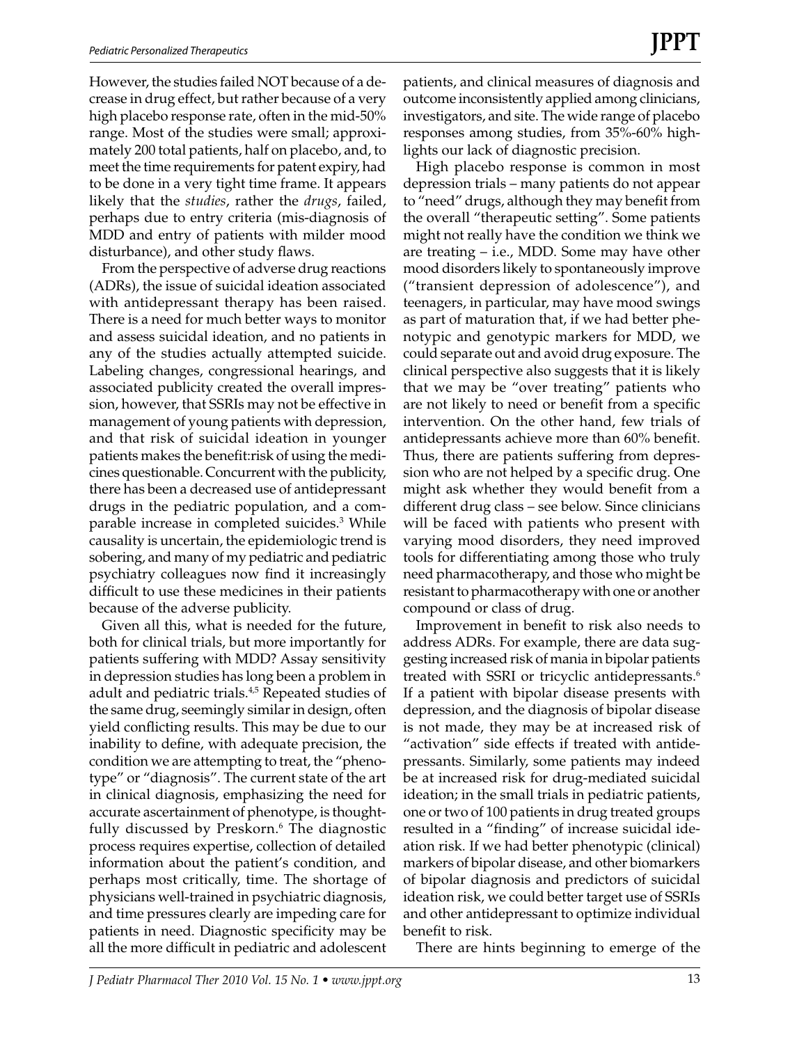However, the studies failed NOT because of a decrease in drug effect, but rather because of a very high placebo response rate, often in the mid-50% range. Most of the studies were small; approximately 200 total patients, half on placebo, and, to meet the time requirements for patent expiry, had to be done in a very tight time frame. It appears likely that the *studies*, rather the *drugs*, failed, perhaps due to entry criteria (mis-diagnosis of MDD and entry of patients with milder mood disturbance), and other study flaws.

From the perspective of adverse drug reactions (ADRs), the issue of suicidal ideation associated with antidepressant therapy has been raised. There is a need for much better ways to monitor and assess suicidal ideation, and no patients in any of the studies actually attempted suicide. Labeling changes, congressional hearings, and associated publicity created the overall impression, however, that SSRIs may not be effective in management of young patients with depression, and that risk of suicidal ideation in younger patients makes the benefit:risk of using the medicines questionable. Concurrent with the publicity, there has been a decreased use of antidepressant drugs in the pediatric population, and a comparable increase in completed suicides.[3] While causality is uncertain, the epidemiologic trend is sobering, and many of my pediatric and pediatric psychiatry colleagues now find it increasingly difficult to use these medicines in their patients because of the adverse publicity.

Given all this, what is needed for the future, both for clinical trials, but more importantly for patients suffering with MDD? Assay sensitivity in depression studies has long been a problem in adult and pediatric trials.[4,5] Repeated studies of the same drug, seemingly similar in design, often yield conflicting results. This may be due to our inability to define, with adequate precision, the condition we are attempting to treat, the "phenotype" or "diagnosis". The current state of the art in clinical diagnosis, emphasizing the need for accurate ascertainment of phenotype, is thoughtfully discussed by Preskorn.[6] The diagnostic process requires expertise, collection of detailed information about the patient's condition, and perhaps most critically, time. The shortage of physicians well-trained in psychiatric diagnosis, and time pressures clearly are impeding care for patients in need. Diagnostic specificity may be all the more difficult in pediatric and adolescent patients, and clinical measures of diagnosis and outcome inconsistently applied among clinicians, investigators, and site. The wide range of placebo responses among studies, from 35%-60% highlights our lack of diagnostic precision.

High placebo response is common in most depression trials – many patients do not appear to "need" drugs, although they may benefit from the overall "therapeutic setting". Some patients might not really have the condition we think we are treating – i.e., MDD. Some may have other mood disorders likely to spontaneously improve ("transient depression of adolescence"), and teenagers, in particular, may have mood swings as part of maturation that, if we had better phenotypic and genotypic markers for MDD, we could separate out and avoid drug exposure. The clinical perspective also suggests that it is likely that we may be "over treating" patients who are not likely to need or benefit from a specific intervention. On the other hand, few trials of antidepressants achieve more than 60% benefit. Thus, there are patients suffering from depression who are not helped by a specific drug. One might ask whether they would benefit from a different drug class – see below. Since clinicians will be faced with patients who present with varying mood disorders, they need improved tools for differentiating among those who truly need pharmacotherapy, and those who might be resistant to pharmacotherapy with one or another compound or class of drug.

Improvement in benefit to risk also needs to address ADRs. For example, there are data suggesting increased risk of mania in bipolar patients treated with SSRI or tricyclic antidepressants.[6] If a patient with bipolar disease presents with depression, and the diagnosis of bipolar disease is not made, they may be at increased risk of "activation" side effects if treated with antidepressants. Similarly, some patients may indeed be at increased risk for drug-mediated suicidal ideation; in the small trials in pediatric patients, one or two of 100 patients in drug treated groups resulted in a "finding" of increase suicidal ideation risk. If we had better phenotypic (clinical) markers of bipolar disease, and other biomarkers of bipolar diagnosis and predictors of suicidal ideation risk, we could better target use of SSRIs and other antidepressant to optimize individual benefit to risk.

There are hints beginning to emerge of the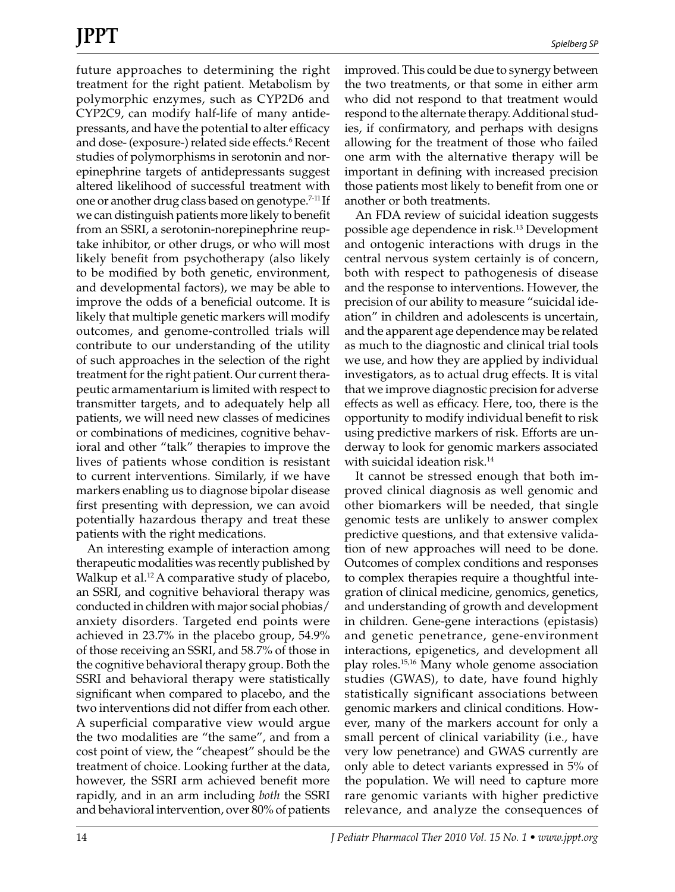future approaches to determining the right treatment for the right patient. Metabolism by polymorphic enzymes, such as CYP2D6 and CYP2C9, can modify half-life of many antidepressants, and have the potential to alter efficacy and dose- (exposure-) related side effects.[6] Recent studies of polymorphisms in serotonin and norepinephrine targets of antidepressants suggest altered likelihood of successful treatment with one or another drug class based on genotype.[7-11] If we can distinguish patients more likely to benefit from an SSRI, a serotonin-norepinephrine reuptake inhibitor, or other drugs, or who will most likely benefit from psychotherapy (also likely to be modified by both genetic, environment, and developmental factors), we may be able to improve the odds of a beneficial outcome. It is likely that multiple genetic markers will modify outcomes, and genome-controlled trials will contribute to our understanding of the utility of such approaches in the selection of the right treatment for the right patient. Our current therapeutic armamentarium is limited with respect to transmitter targets, and to adequately help all patients, we will need new classes of medicines or combinations of medicines, cognitive behavioral and other "talk" therapies to improve the lives of patients whose condition is resistant to current interventions. Similarly, if we have markers enabling us to diagnose bipolar disease first presenting with depression, we can avoid potentially hazardous therapy and treat these patients with the right medications.

An interesting example of interaction among therapeutic modalities was recently published by Walkup et al.[12] A comparative study of placebo, an SSRI, and cognitive behavioral therapy was conducted in children with major social phobias/anxiety disorders. Targeted end points were achieved in 23.7% in the placebo group, 54.9% of those receiving an SSRI, and 58.7% of those in the cognitive behavioral therapy group. Both the SSRI and behavioral therapy were statistically significant when compared to placebo, and the two interventions did not differ from each other. A superficial comparative view would argue the two modalities are "the same", and from a cost point of view, the "cheapest" should be the treatment of choice. Looking further at the data, however, the SSRI arm achieved benefit more rapidly, and in an arm including *both* the SSRI and behavioral intervention, over 80% of patients improved. This could be due to synergy between the two treatments, or that some in either arm who did not respond to that treatment would respond to the alternate therapy. Additional studies, if confirmatory, and perhaps with designs allowing for the treatment of those who failed one arm with the alternative therapy will be important in defining with increased precision those patients most likely to benefit from one or another or both treatments.

An FDA review of suicidal ideation suggests possible age dependence in risk.[13] Development and ontogenic interactions with drugs in the central nervous system certainly is of concern, both with respect to pathogenesis of disease and the response to interventions. However, the precision of our ability to measure "suicidal ideation" in children and adolescents is uncertain, and the apparent age dependence may be related as much to the diagnostic and clinical trial tools we use, and how they are applied by individual investigators, as to actual drug effects. It is vital that we improve diagnostic precision for adverse effects as well as efficacy. Here, too, there is the opportunity to modify individual benefit to risk using predictive markers of risk. Efforts are underway to look for genomic markers associated with suicidal ideation risk.[14]

It cannot be stressed enough that both improved clinical diagnosis as well genomic and other biomarkers will be needed, that single genomic tests are unlikely to answer complex predictive questions, and that extensive validation of new approaches will need to be done. Outcomes of complex conditions and responses to complex therapies require a thoughtful integration of clinical medicine, genomics, genetics, and understanding of growth and development in children. Gene-gene interactions (epistasis) and genetic penetrance, gene-environment interactions, epigenetics, and development all play roles.[15,16] Many whole genome association studies (GWAS), to date, have found highly statistically significant associations between genomic markers and clinical conditions. However, many of the markers account for only a small percent of clinical variability (i.e., have very low penetrance) and GWAS currently are only able to detect variants expressed in 5% of the population. We will need to capture more rare genomic variants with higher predictive relevance, and analyze the consequences of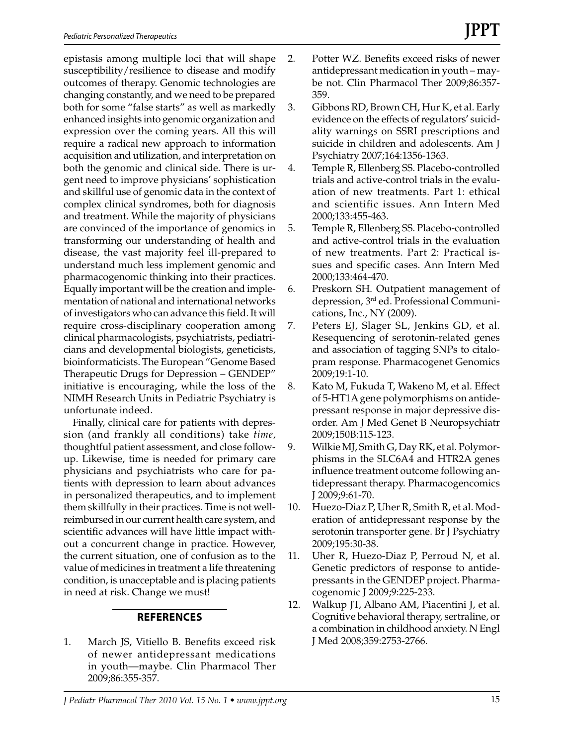epistasis among multiple loci that will shape susceptibility/resilience to disease and modify outcomes of therapy. Genomic technologies are changing constantly, and we need to be prepared both for some "false starts" as well as markedly enhanced insights into genomic organization and expression over the coming years. All this will require a radical new approach to information acquisition and utilization, and interpretation on both the genomic and clinical side. There is urgent need to improve physicians' sophistication and skillful use of genomic data in the context of complex clinical syndromes, both for diagnosis and treatment. While the majority of physicians are convinced of the importance of genomics in transforming our understanding of health and disease, the vast majority feel ill-prepared to understand much less implement genomic and pharmacogenomic thinking into their practices. Equally important will be the creation and implementation of national and international networks of investigators who can advance this field. It will require cross-disciplinary cooperation among clinical pharmacologists, psychiatrists, pediatricians and developmental biologists, geneticists, bioinformaticists. The European "Genome Based Therapeutic Drugs for Depression – GENDEP" initiative is encouraging, while the loss of the NIMH Research Units in Pediatric Psychiatry is unfortunate indeed.

Finally, clinical care for patients with depression (and frankly all conditions) take *time*, thoughtful patient assessment, and close follow-up. Likewise, time is needed for primary care physicians and psychiatrists who care for patients with depression to learn about advances in personalized therapeutics, and to implement them skillfully in their practices. Time is not well-reimbursed in our current health care system, and scientific advances will have little impact without a concurrent change in practice. However, the current situation, one of confusion as to the value of medicines in treatment a life threatening condition, is unacceptable and is placing patients in need at risk. Change we must!

## REFERENCES

1. March JS, Vitiello B. Benefits exceed risk of newer antidepressant medications in youth—maybe. Clin Pharmacol Ther 2009;86:355-357.
2. Potter WZ. Benefits exceed risks of newer antidepressant medication in youth – maybe not. Clin Pharmacol Ther 2009;86:357-359.
3. Gibbons RD, Brown CH, Hur K, et al. Early evidence on the effects of regulators' suicidality warnings on SSRI prescriptions and suicide in children and adolescents. Am J Psychiatry 2007;164:1356-1363.
4. Temple R, Ellenberg SS. Placebo-controlled trials and active-control trials in the evaluation of new treatments. Part 1: ethical and scientific issues. Ann Intern Med 2000;133:455-463.
5. Temple R, Ellenberg SS. Placebo-controlled and active-control trials in the evaluation of new treatments. Part 2: Practical issues and specific cases. Ann Intern Med 2000;133:464-470.
6. Preskorn SH. Outpatient management of depression, 3rd ed. Professional Communications, Inc., NY (2009).
7. Peters EJ, Slager SL, Jenkins GD, et al. Resequencing of serotonin-related genes and association of tagging SNPs to citalopram response. Pharmacogenet Genomics 2009;19:1-10.
8. Kato M, Fukuda T, Wakeno M, et al. Effect of 5-HT1A gene polymorphisms on antidepressant response in major depressive disorder. Am J Med Genet B Neuropsychiatr 2009;150B:115-123.
9. Wilkie MJ, Smith G, Day RK, et al. Polymorphisms in the SLC6A4 and HTR2A genes influence treatment outcome following antidepressant therapy. Pharmacogencomics J 2009;9:61-70.
10. Huezo-Diaz P, Uher R, Smith R, et al. Moderation of antidepressant response by the serotonin transporter gene. Br J Psychiatry 2009;195:30-38.
11. Uher R, Huezo-Diaz P, Perroud N, et al. Genetic predictors of response to antidepressants in the GENDEP project. Pharmacogenomic J 2009;9:225-233.
12. Walkup JT, Albano AM, Piacentini J, et al. Cognitive behavioral therapy, sertraline, or a combination in childhood anxiety. N Engl J Med 2008;359:2753-2766.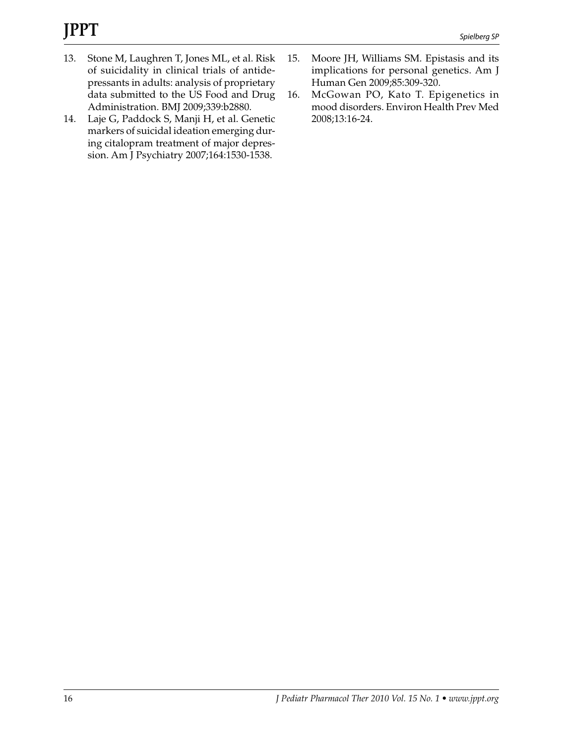13. Stone M, Laughren T, Jones ML, et al. Risk of suicidality in clinical trials of antidepressants in adults: analysis of proprietary data submitted to the US Food and Drug Administration. BMJ 2009;339:b2880.
14. Laje G, Paddock S, Manji H, et al. Genetic markers of suicidal ideation emerging during citalopram treatment of major depression. Am J Psychiatry 2007;164:1530-1538.
15. Moore JH, Williams SM. Epistasis and its implications for personal genetics. Am J Human Gen 2009;85:309-320.
16. McGowan PO, Kato T. Epigenetics in mood disorders. Environ Health Prev Med 2008;13:16-24.